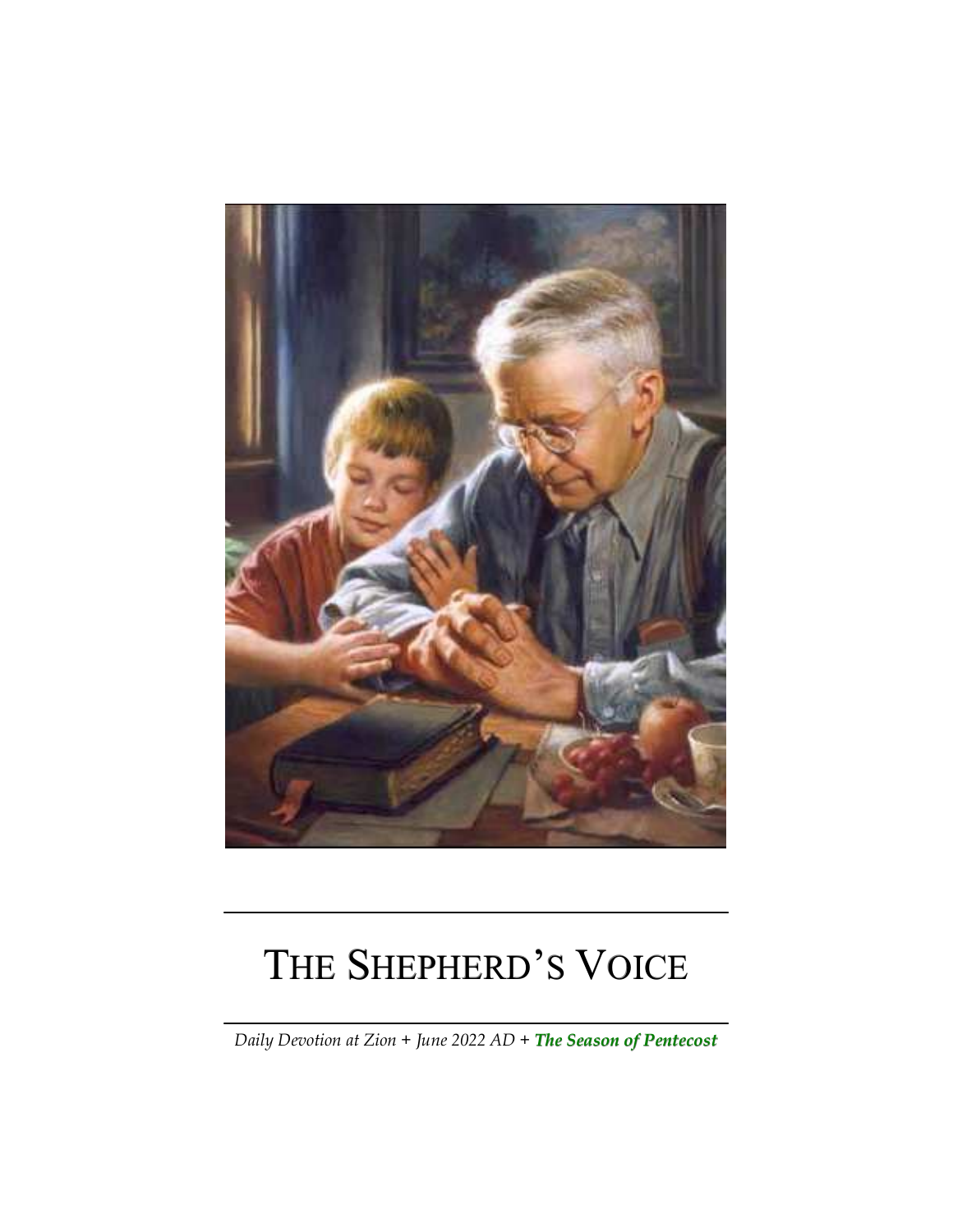# THE SHEPHERD'S VOICE

*Daily Devotion at Zion + June 2022 AD +* ***The Season of Pentecost***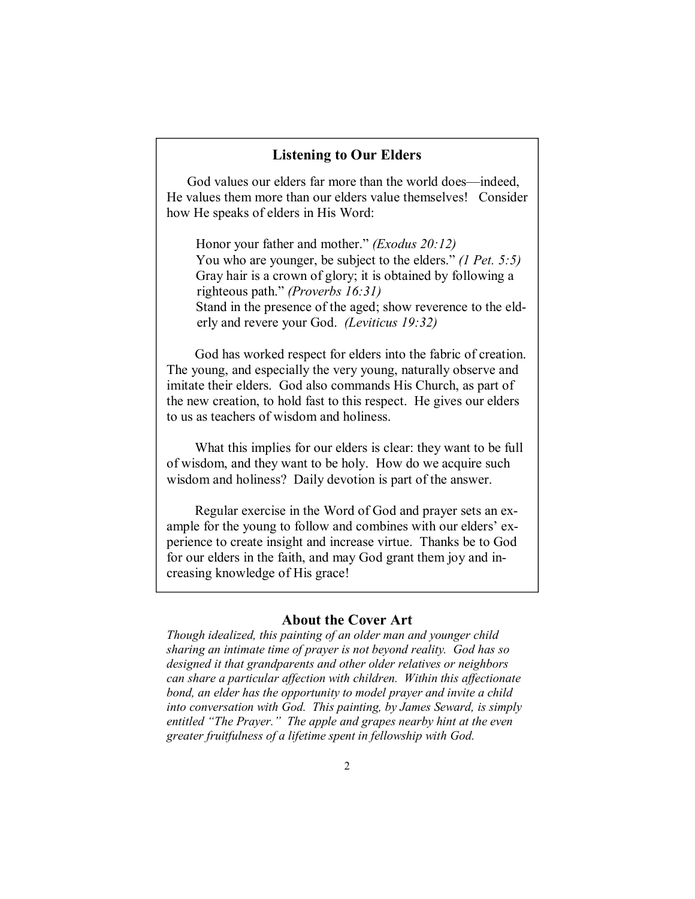## Listening to Our Elders

God values our elders far more than the world does—indeed, He values them more than our elders value themselves! Consider how He speaks of elders in His Word:

> Honor your father and mother." *(Exodus 20:12)*
> You who are younger, be subject to the elders." *(1 Pet. 5:5)*
> Gray hair is a crown of glory; it is obtained by following a righteous path." *(Proverbs 16:31)*
> Stand in the presence of the aged; show reverence to the elderly and revere your God. *(Leviticus 19:32)*

God has worked respect for elders into the fabric of creation. The young, and especially the very young, naturally observe and imitate their elders. God also commands His Church, as part of the new creation, to hold fast to this respect. He gives our elders to us as teachers of wisdom and holiness.

What this implies for our elders is clear: they want to be full of wisdom, and they want to be holy. How do we acquire such wisdom and holiness? Daily devotion is part of the answer.

Regular exercise in the Word of God and prayer sets an example for the young to follow and combines with our elders' experience to create insight and increase virtue. Thanks be to God for our elders in the faith, and may God grant them joy and increasing knowledge of His grace!

## About the Cover Art

*Though idealized, this painting of an older man and younger child sharing an intimate time of prayer is not beyond reality. God has so designed it that grandparents and other older relatives or neighbors can share a particular affection with children. Within this affectionate bond, an elder has the opportunity to model prayer and invite a child into conversation with God. This painting, by James Seward, is simply entitled "The Prayer." The apple and grapes nearby hint at the even greater fruitfulness of a lifetime spent in fellowship with God.*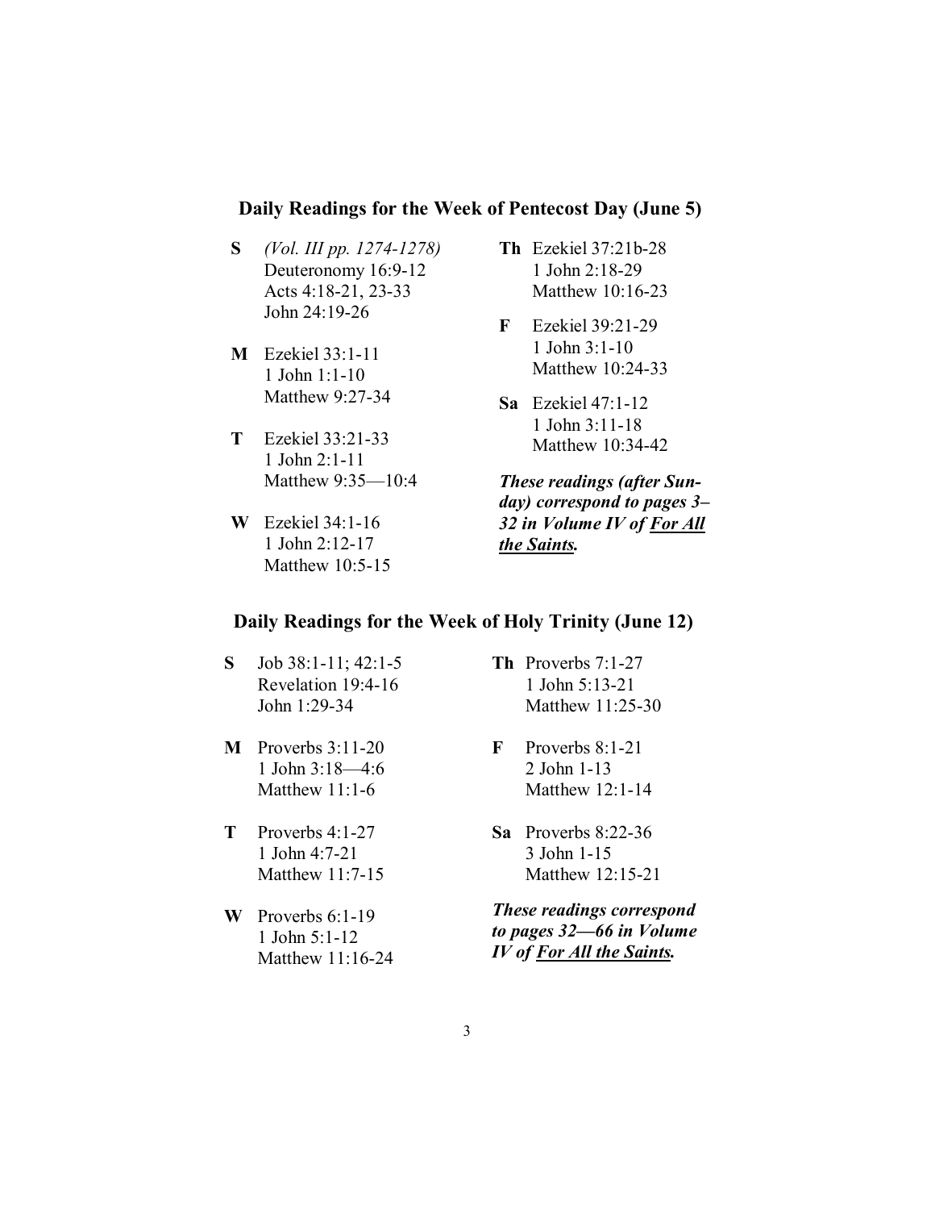## Daily Readings for the Week of Pentecost Day (June 5)

**S** *(Vol. III pp. 1274-1278)*
Deuteronomy 16:9-12
Acts 4:18-21, 23-33
John 24:19-26

**M** Ezekiel 33:1-11
1 John 1:1-10
Matthew 9:27-34

**T** Ezekiel 33:21-33
1 John 2:1-11
Matthew 9:35—10:4

**W** Ezekiel 34:1-16
1 John 2:12-17
Matthew 10:5-15

**Th** Ezekiel 37:21b-28
1 John 2:18-29
Matthew 10:16-23

**F** Ezekiel 39:21-29
1 John 3:1-10
Matthew 10:24-33

**Sa** Ezekiel 47:1-12
1 John 3:11-18
Matthew 10:34-42

***These readings (after Sunday) correspond to pages 3–32 in Volume IV of <u>For All the Saints</u>.***

## Daily Readings for the Week of Holy Trinity (June 12)

**S** Job 38:1-11; 42:1-5
Revelation 19:4-16
John 1:29-34

**M** Proverbs 3:11-20
1 John 3:18—4:6
Matthew 11:1-6

**T** Proverbs 4:1-27
1 John 4:7-21
Matthew 11:7-15

**W** Proverbs 6:1-19
1 John 5:1-12
Matthew 11:16-24

**Th** Proverbs 7:1-27
1 John 5:13-21
Matthew 11:25-30

**F** Proverbs 8:1-21
2 John 1-13
Matthew 12:1-14

**Sa** Proverbs 8:22-36
3 John 1-15
Matthew 12:15-21

***These readings correspond to pages 32—66 in Volume IV of <u>For All the Saints</u>.***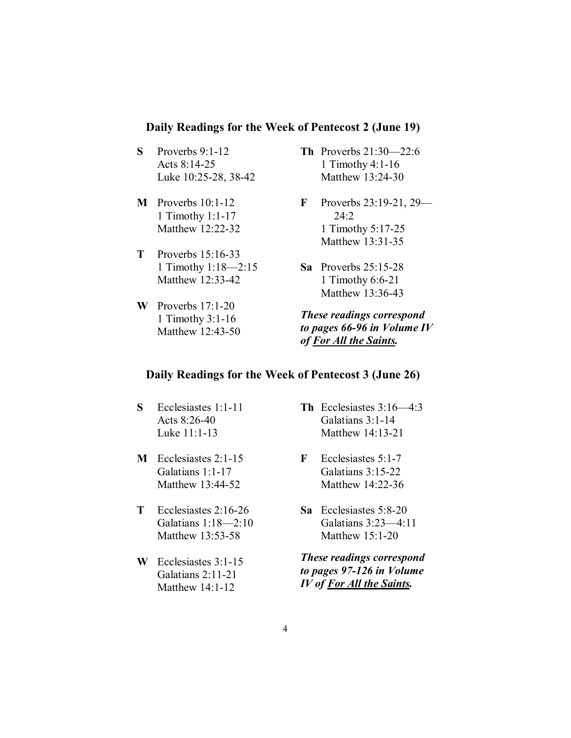## Daily Readings for the Week of Pentecost 2 (June 19)

**S** Proverbs 9:1-12
Acts 8:14-25
Luke 10:25-28, 38-42

**M** Proverbs 10:1-12
1 Timothy 1:1-17
Matthew 12:22-32

**T** Proverbs 15:16-33
1 Timothy 1:18—2:15
Matthew 12:33-42

**W** Proverbs 17:1-20
1 Timothy 3:1-16
Matthew 12:43-50

**Th** Proverbs 21:30—22:6
1 Timothy 4:1-16
Matthew 13:24-30

**F** Proverbs 23:19-21, 29—24:2
1 Timothy 5:17-25
Matthew 13:31-35

**Sa** Proverbs 25:15-28
1 Timothy 6:6-21
Matthew 13:36-43

***These readings correspond to pages 66-96 in Volume IV of For All the Saints.***

## Daily Readings for the Week of Pentecost 3 (June 26)

**S** Ecclesiastes 1:1-11
Acts 8:26-40
Luke 11:1-13

**M** Ecclesiastes 2:1-15
Galatians 1:1-17
Matthew 13:44-52

**T** Ecclesiastes 2:16-26
Galatians 1:18—2:10
Matthew 13:53-58

**W** Ecclesiastes 3:1-15
Galatians 2:11-21
Matthew 14:1-12

**Th** Ecclesiastes 3:16—4:3
Galatians 3:1-14
Matthew 14:13-21

**F** Ecclesiastes 5:1-7
Galatians 3:15-22
Matthew 14:22-36

**Sa** Ecclesiastes 5:8-20
Galatians 3:23—4:11
Matthew 15:1-20

***These readings correspond to pages 97-126 in Volume IV of For All the Saints.***